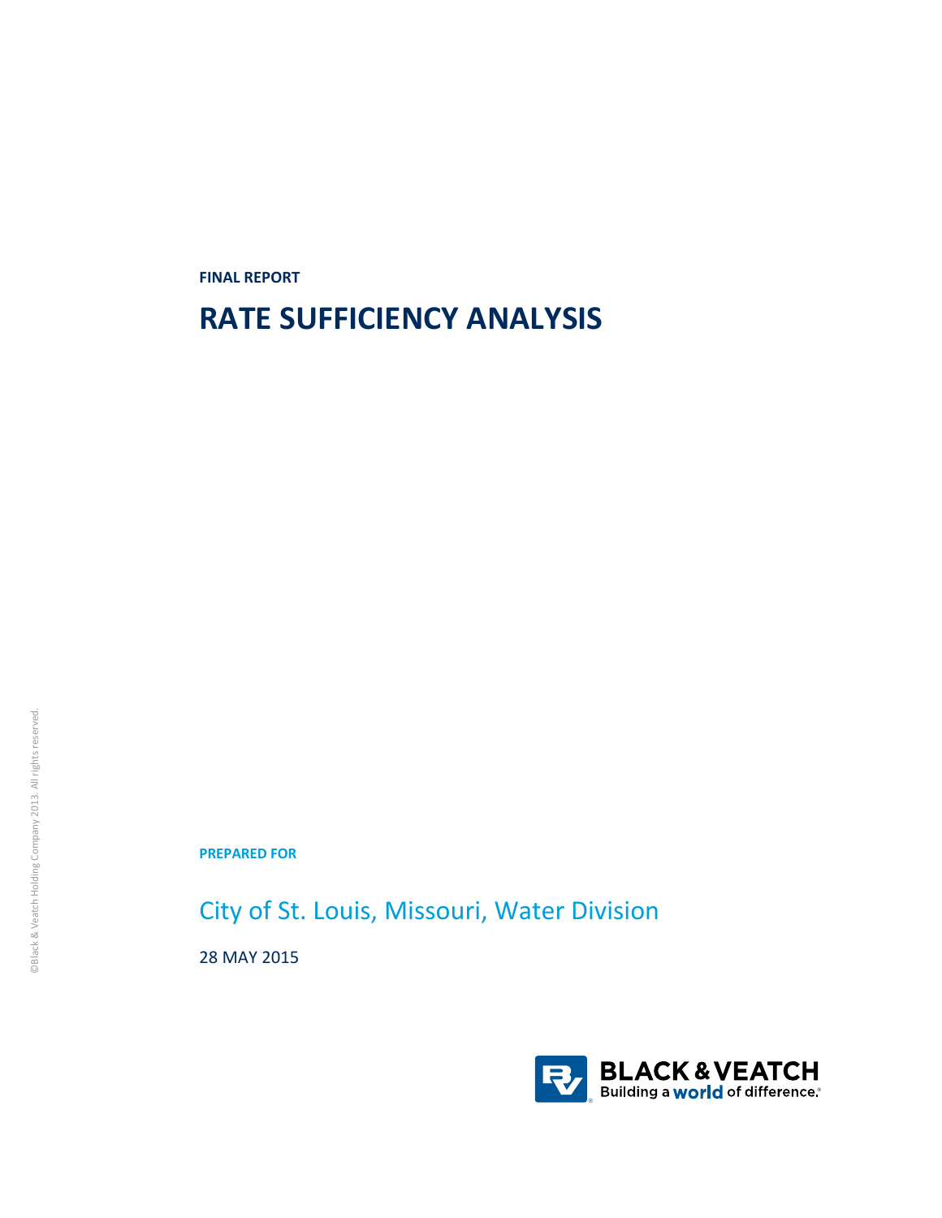**FINAL REPORT**

# RATE SUFFICIENCY ANALYSIS

**PREPARED FOR**

City of St. Louis, Missouri, Water Division

28 MAY 2015

©Black & Veatch Holding Company 2013. All rights reserved.

BLACK & VEATCH
Building a world of difference.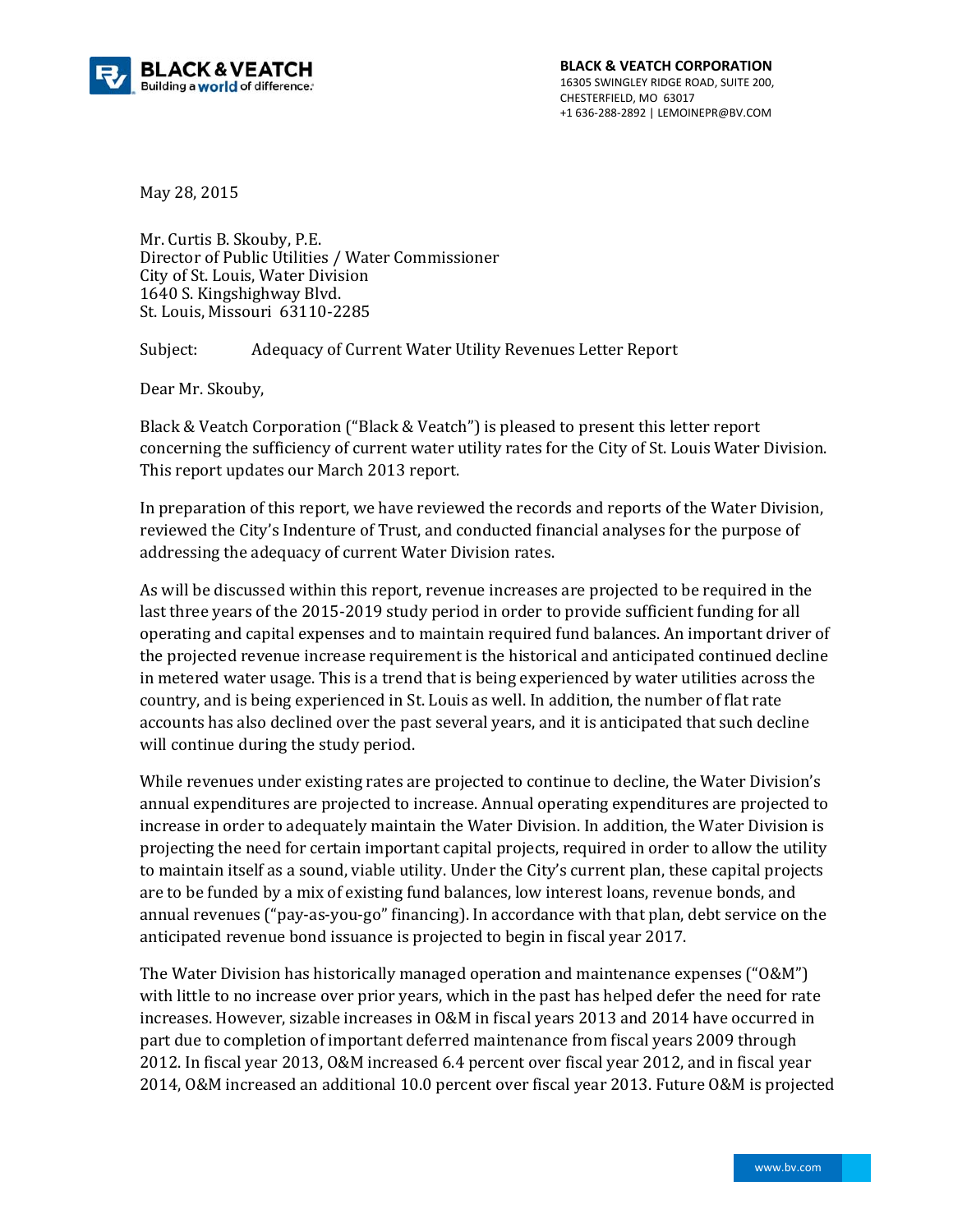BLACK & VEATCH CORPORATION
16305 SWINGLEY RIDGE ROAD, SUITE 200,
CHESTERFIELD, MO 63017
+1 636-288-2892 | LEMOINEPR@BV.COM

May 28, 2015

Mr. Curtis B. Skouby, P.E.
Director of Public Utilities / Water Commissioner
City of St. Louis, Water Division
1640 S. Kingshighway Blvd.
St. Louis, Missouri 63110-2285

Subject: Adequacy of Current Water Utility Revenues Letter Report

Dear Mr. Skouby,

Black & Veatch Corporation ("Black & Veatch") is pleased to present this letter report concerning the sufficiency of current water utility rates for the City of St. Louis Water Division. This report updates our March 2013 report.

In preparation of this report, we have reviewed the records and reports of the Water Division, reviewed the City's Indenture of Trust, and conducted financial analyses for the purpose of addressing the adequacy of current Water Division rates.

As will be discussed within this report, revenue increases are projected to be required in the last three years of the 2015-2019 study period in order to provide sufficient funding for all operating and capital expenses and to maintain required fund balances. An important driver of the projected revenue increase requirement is the historical and anticipated continued decline in metered water usage. This is a trend that is being experienced by water utilities across the country, and is being experienced in St. Louis as well. In addition, the number of flat rate accounts has also declined over the past several years, and it is anticipated that such decline will continue during the study period.

While revenues under existing rates are projected to continue to decline, the Water Division's annual expenditures are projected to increase. Annual operating expenditures are projected to increase in order to adequately maintain the Water Division. In addition, the Water Division is projecting the need for certain important capital projects, required in order to allow the utility to maintain itself as a sound, viable utility. Under the City's current plan, these capital projects are to be funded by a mix of existing fund balances, low interest loans, revenue bonds, and annual revenues ("pay-as-you-go" financing). In accordance with that plan, debt service on the anticipated revenue bond issuance is projected to begin in fiscal year 2017.

The Water Division has historically managed operation and maintenance expenses ("O&M") with little to no increase over prior years, which in the past has helped defer the need for rate increases. However, sizable increases in O&M in fiscal years 2013 and 2014 have occurred in part due to completion of important deferred maintenance from fiscal years 2009 through 2012. In fiscal year 2013, O&M increased 6.4 percent over fiscal year 2012, and in fiscal year 2014, O&M increased an additional 10.0 percent over fiscal year 2013. Future O&M is projected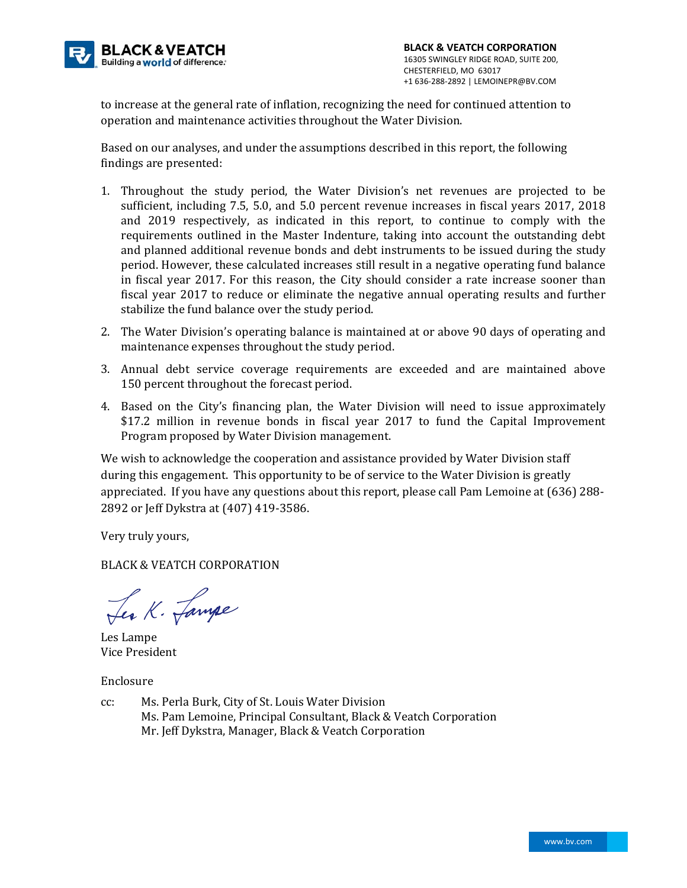to increase at the general rate of inflation, recognizing the need for continued attention to operation and maintenance activities throughout the Water Division.

Based on our analyses, and under the assumptions described in this report, the following findings are presented:

1. Throughout the study period, the Water Division's net revenues are projected to be sufficient, including 7.5, 5.0, and 5.0 percent revenue increases in fiscal years 2017, 2018 and 2019 respectively, as indicated in this report, to continue to comply with the requirements outlined in the Master Indenture, taking into account the outstanding debt and planned additional revenue bonds and debt instruments to be issued during the study period. However, these calculated increases still result in a negative operating fund balance in fiscal year 2017. For this reason, the City should consider a rate increase sooner than fiscal year 2017 to reduce or eliminate the negative annual operating results and further stabilize the fund balance over the study period.
2. The Water Division's operating balance is maintained at or above 90 days of operating and maintenance expenses throughout the study period.
3. Annual debt service coverage requirements are exceeded and are maintained above 150 percent throughout the forecast period.
4. Based on the City's financing plan, the Water Division will need to issue approximately $17.2 million in revenue bonds in fiscal year 2017 to fund the Capital Improvement Program proposed by Water Division management.

We wish to acknowledge the cooperation and assistance provided by Water Division staff during this engagement. This opportunity to be of service to the Water Division is greatly appreciated. If you have any questions about this report, please call Pam Lemoine at (636) 288-2892 or Jeff Dykstra at (407) 419-3586.

Very truly yours,

BLACK & VEATCH CORPORATION

Les Lampe
Vice President

Enclosure

cc: Ms. Perla Burk, City of St. Louis Water Division
Ms. Pam Lemoine, Principal Consultant, Black & Veatch Corporation
Mr. Jeff Dykstra, Manager, Black & Veatch Corporation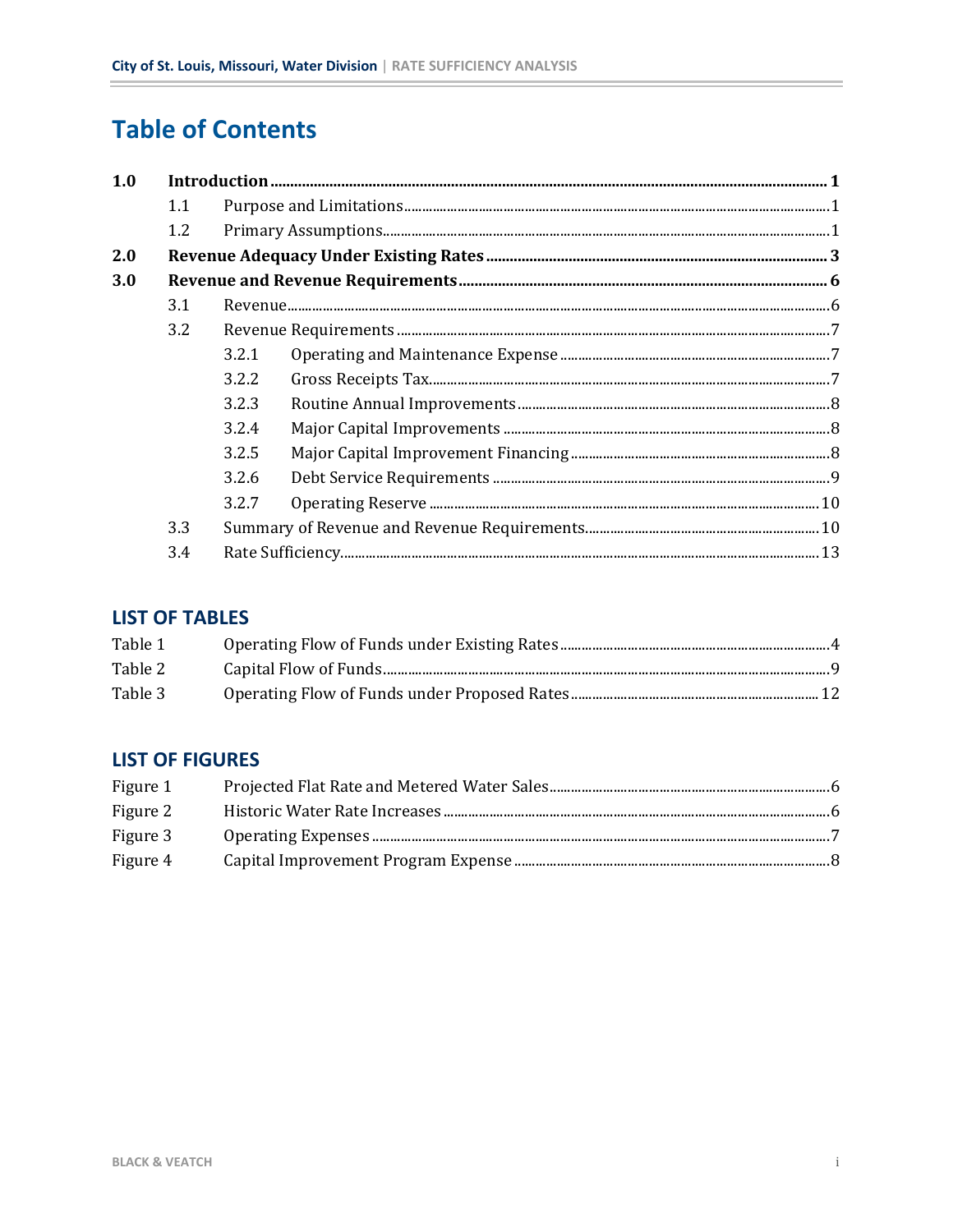# Table of Contents

| | | | |
|---|---|---|---|
| **1.0** | **Introduction** | | **1** |
| | 1.1 | Purpose and Limitations | 1 |
| | 1.2 | Primary Assumptions | 1 |
| **2.0** | **Revenue Adequacy Under Existing Rates** | | **3** |
| **3.0** | **Revenue and Revenue Requirements** | | **6** |
| | 3.1 | Revenue | 6 |
| | 3.2 | Revenue Requirements | 7 |
| | | 3.2.1 Operating and Maintenance Expense | 7 |
| | | 3.2.2 Gross Receipts Tax | 7 |
| | | 3.2.3 Routine Annual Improvements | 8 |
| | | 3.2.4 Major Capital Improvements | 8 |
| | | 3.2.5 Major Capital Improvement Financing | 8 |
| | | 3.2.6 Debt Service Requirements | 9 |
| | | 3.2.7 Operating Reserve | 10 |
| | 3.3 | Summary of Revenue and Revenue Requirements | 10 |
| | 3.4 | Rate Sufficiency | 13 |

## LIST OF TABLES

| | | |
|---|---|---|
| Table 1 | Operating Flow of Funds under Existing Rates | 4 |
| Table 2 | Capital Flow of Funds | 9 |
| Table 3 | Operating Flow of Funds under Proposed Rates | 12 |

## LIST OF FIGURES

| | | |
|---|---|---|
| Figure 1 | Projected Flat Rate and Metered Water Sales | 6 |
| Figure 2 | Historic Water Rate Increases | 6 |
| Figure 3 | Operating Expenses | 7 |
| Figure 4 | Capital Improvement Program Expense | 8 |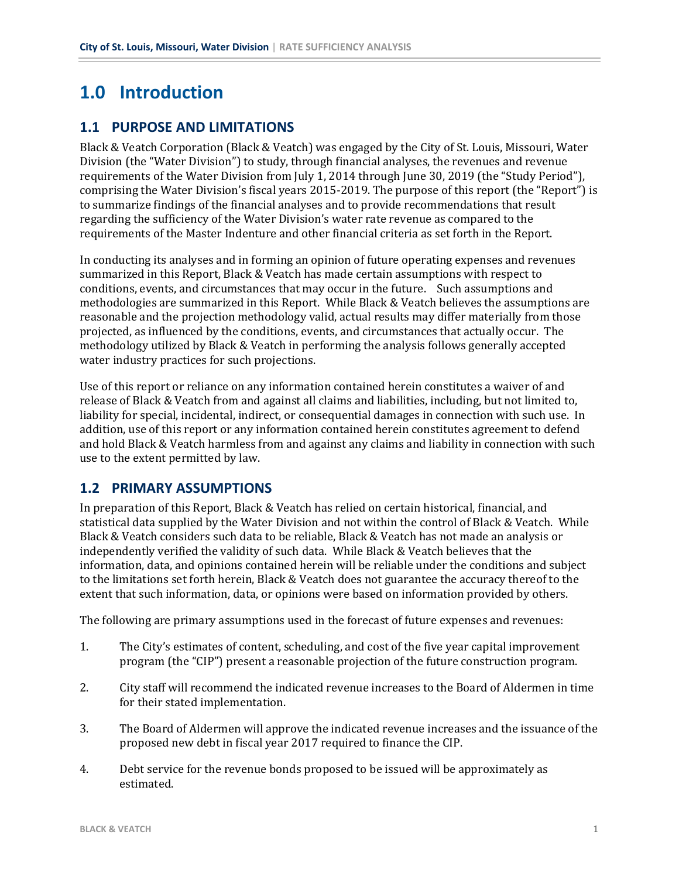# 1.0 Introduction

## 1.1 PURPOSE AND LIMITATIONS

Black & Veatch Corporation (Black & Veatch) was engaged by the City of St. Louis, Missouri, Water Division (the "Water Division") to study, through financial analyses, the revenues and revenue requirements of the Water Division from July 1, 2014 through June 30, 2019 (the "Study Period"), comprising the Water Division's fiscal years 2015-2019. The purpose of this report (the "Report") is to summarize findings of the financial analyses and to provide recommendations that result regarding the sufficiency of the Water Division's water rate revenue as compared to the requirements of the Master Indenture and other financial criteria as set forth in the Report.

In conducting its analyses and in forming an opinion of future operating expenses and revenues summarized in this Report, Black & Veatch has made certain assumptions with respect to conditions, events, and circumstances that may occur in the future. Such assumptions and methodologies are summarized in this Report. While Black & Veatch believes the assumptions are reasonable and the projection methodology valid, actual results may differ materially from those projected, as influenced by the conditions, events, and circumstances that actually occur. The methodology utilized by Black & Veatch in performing the analysis follows generally accepted water industry practices for such projections.

Use of this report or reliance on any information contained herein constitutes a waiver of and release of Black & Veatch from and against all claims and liabilities, including, but not limited to, liability for special, incidental, indirect, or consequential damages in connection with such use. In addition, use of this report or any information contained herein constitutes agreement to defend and hold Black & Veatch harmless from and against any claims and liability in connection with such use to the extent permitted by law.

## 1.2 PRIMARY ASSUMPTIONS

In preparation of this Report, Black & Veatch has relied on certain historical, financial, and statistical data supplied by the Water Division and not within the control of Black & Veatch. While Black & Veatch considers such data to be reliable, Black & Veatch has not made an analysis or independently verified the validity of such data. While Black & Veatch believes that the information, data, and opinions contained herein will be reliable under the conditions and subject to the limitations set forth herein, Black & Veatch does not guarantee the accuracy thereof to the extent that such information, data, or opinions were based on information provided by others.

The following are primary assumptions used in the forecast of future expenses and revenues:

1. The City's estimates of content, scheduling, and cost of the five year capital improvement program (the "CIP") present a reasonable projection of the future construction program.
2. City staff will recommend the indicated revenue increases to the Board of Aldermen in time for their stated implementation.
3. The Board of Aldermen will approve the indicated revenue increases and the issuance of the proposed new debt in fiscal year 2017 required to finance the CIP.
4. Debt service for the revenue bonds proposed to be issued will be approximately as estimated.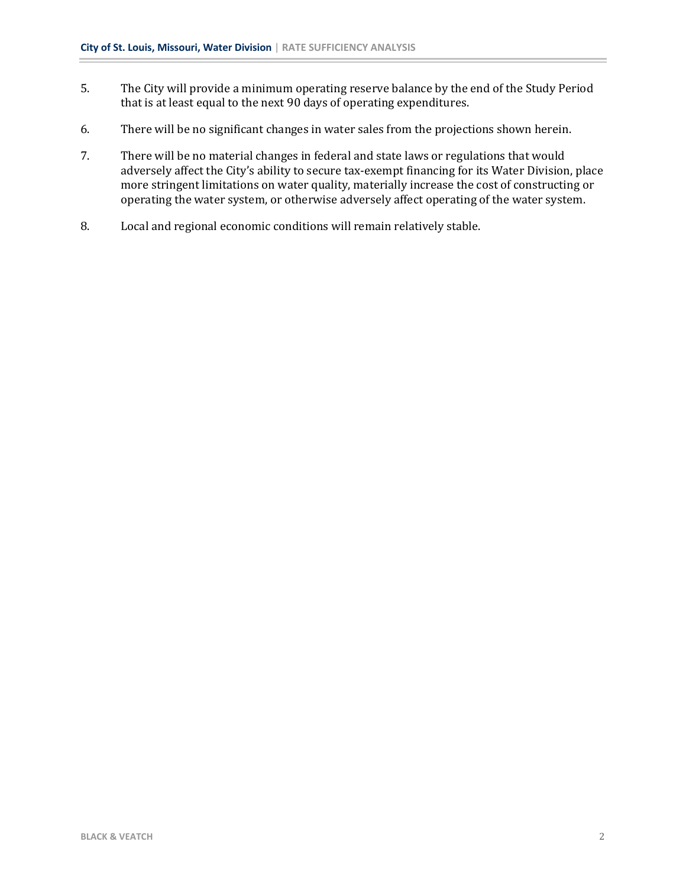5. The City will provide a minimum operating reserve balance by the end of the Study Period that is at least equal to the next 90 days of operating expenditures.

6. There will be no significant changes in water sales from the projections shown herein.

7. There will be no material changes in federal and state laws or regulations that would adversely affect the City's ability to secure tax-exempt financing for its Water Division, place more stringent limitations on water quality, materially increase the cost of constructing or operating the water system, or otherwise adversely affect operating of the water system.

8. Local and regional economic conditions will remain relatively stable.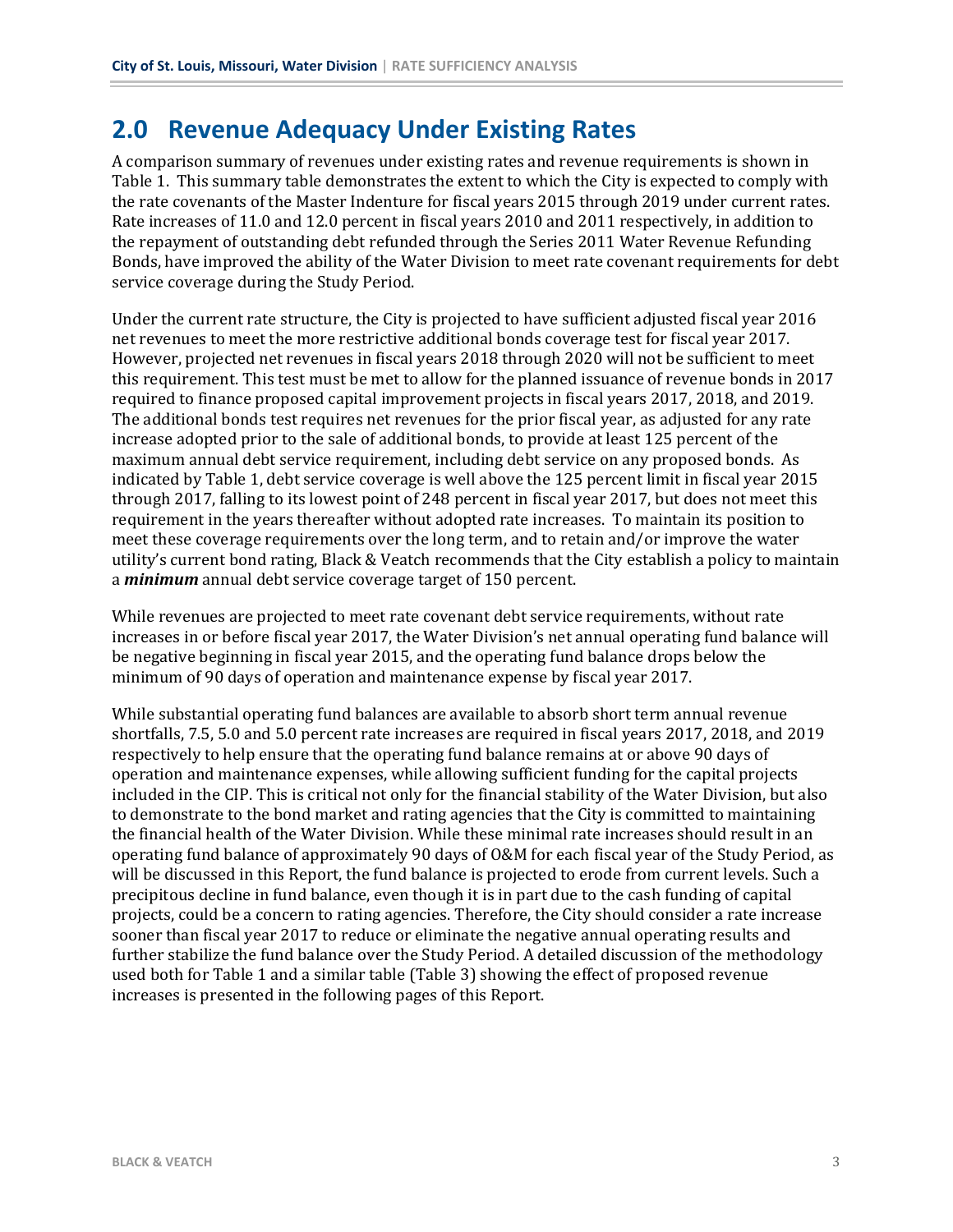## 2.0 Revenue Adequacy Under Existing Rates

A comparison summary of revenues under existing rates and revenue requirements is shown in Table 1. This summary table demonstrates the extent to which the City is expected to comply with the rate covenants of the Master Indenture for fiscal years 2015 through 2019 under current rates. Rate increases of 11.0 and 12.0 percent in fiscal years 2010 and 2011 respectively, in addition to the repayment of outstanding debt refunded through the Series 2011 Water Revenue Refunding Bonds, have improved the ability of the Water Division to meet rate covenant requirements for debt service coverage during the Study Period.

Under the current rate structure, the City is projected to have sufficient adjusted fiscal year 2016 net revenues to meet the more restrictive additional bonds coverage test for fiscal year 2017. However, projected net revenues in fiscal years 2018 through 2020 will not be sufficient to meet this requirement. This test must be met to allow for the planned issuance of revenue bonds in 2017 required to finance proposed capital improvement projects in fiscal years 2017, 2018, and 2019. The additional bonds test requires net revenues for the prior fiscal year, as adjusted for any rate increase adopted prior to the sale of additional bonds, to provide at least 125 percent of the maximum annual debt service requirement, including debt service on any proposed bonds. As indicated by Table 1, debt service coverage is well above the 125 percent limit in fiscal year 2015 through 2017, falling to its lowest point of 248 percent in fiscal year 2017, but does not meet this requirement in the years thereafter without adopted rate increases. To maintain its position to meet these coverage requirements over the long term, and to retain and/or improve the water utility's current bond rating, Black & Veatch recommends that the City establish a policy to maintain a ***minimum*** annual debt service coverage target of 150 percent.

While revenues are projected to meet rate covenant debt service requirements, without rate increases in or before fiscal year 2017, the Water Division's net annual operating fund balance will be negative beginning in fiscal year 2015, and the operating fund balance drops below the minimum of 90 days of operation and maintenance expense by fiscal year 2017.

While substantial operating fund balances are available to absorb short term annual revenue shortfalls, 7.5, 5.0 and 5.0 percent rate increases are required in fiscal years 2017, 2018, and 2019 respectively to help ensure that the operating fund balance remains at or above 90 days of operation and maintenance expenses, while allowing sufficient funding for the capital projects included in the CIP. This is critical not only for the financial stability of the Water Division, but also to demonstrate to the bond market and rating agencies that the City is committed to maintaining the financial health of the Water Division. While these minimal rate increases should result in an operating fund balance of approximately 90 days of O&M for each fiscal year of the Study Period, as will be discussed in this Report, the fund balance is projected to erode from current levels. Such a precipitous decline in fund balance, even though it is in part due to the cash funding of capital projects, could be a concern to rating agencies. Therefore, the City should consider a rate increase sooner than fiscal year 2017 to reduce or eliminate the negative annual operating results and further stabilize the fund balance over the Study Period. A detailed discussion of the methodology used both for Table 1 and a similar table (Table 3) showing the effect of proposed revenue increases is presented in the following pages of this Report.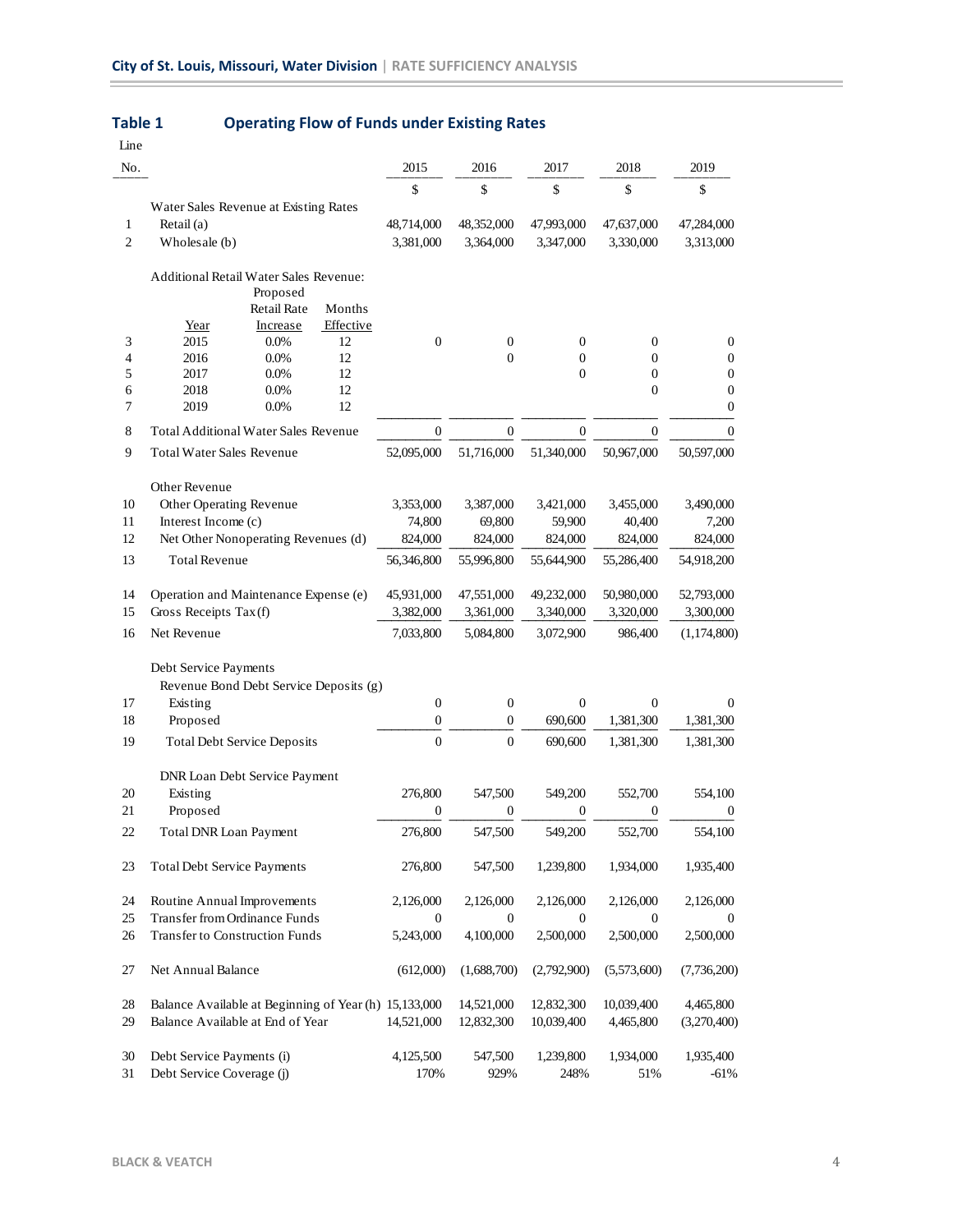## Table 1 Operating Flow of Funds under Existing Rates

| Line No. | | | | 2015 | 2016 | 2017 | 2018 | 2019 |
|---|---|---|---|---|---|---|---|---|
| | | | | $ | $ | $ | $ | $ |
| | Water Sales Revenue at Existing Rates | | | | | | | |
| 1 | Retail (a) | | | 48,714,000 | 48,352,000 | 47,993,000 | 47,637,000 | 47,284,000 |
| 2 | Wholesale (b) | | | 3,381,000 | 3,364,000 | 3,347,000 | 3,330,000 | 3,313,000 |
| | Additional Retail Water Sales Revenue: | | | | | | | |
| | Year | Proposed Retail Rate Increase | Months Effective | | | | | |
| 3 | 2015 | 0.0% | 12 | 0 | 0 | 0 | 0 | 0 |
| 4 | 2016 | 0.0% | 12 | | 0 | 0 | 0 | 0 |
| 5 | 2017 | 0.0% | 12 | | | 0 | 0 | 0 |
| 6 | 2018 | 0.0% | 12 | | | | 0 | 0 |
| 7 | 2019 | 0.0% | 12 | | | | | 0 |
| 8 | Total Additional Water Sales Revenue | | | 0 | 0 | 0 | 0 | 0 |
| 9 | Total Water Sales Revenue | | | 52,095,000 | 51,716,000 | 51,340,000 | 50,967,000 | 50,597,000 |
| | Other Revenue | | | | | | | |
| 10 | Other Operating Revenue | | | 3,353,000 | 3,387,000 | 3,421,000 | 3,455,000 | 3,490,000 |
| 11 | Interest Income (c) | | | 74,800 | 69,800 | 59,900 | 40,400 | 7,200 |
| 12 | Net Other Nonoperating Revenues (d) | | | 824,000 | 824,000 | 824,000 | 824,000 | 824,000 |
| 13 | Total Revenue | | | 56,346,800 | 55,996,800 | 55,644,900 | 55,286,400 | 54,918,200 |
| 14 | Operation and Maintenance Expense (e) | | | 45,931,000 | 47,551,000 | 49,232,000 | 50,980,000 | 52,793,000 |
| 15 | Gross Receipts Tax (f) | | | 3,382,000 | 3,361,000 | 3,340,000 | 3,320,000 | 3,300,000 |
| 16 | Net Revenue | | | 7,033,800 | 5,084,800 | 3,072,900 | 986,400 | (1,174,800) |
| | Debt Service Payments | | | | | | | |
| | Revenue Bond Debt Service Deposits (g) | | | | | | | |
| 17 | Existing | | | 0 | 0 | 0 | 0 | 0 |
| 18 | Proposed | | | 0 | 0 | 690,600 | 1,381,300 | 1,381,300 |
| 19 | Total Debt Service Deposits | | | 0 | 0 | 690,600 | 1,381,300 | 1,381,300 |
| | DNR Loan Debt Service Payment | | | | | | | |
| 20 | Existing | | | 276,800 | 547,500 | 549,200 | 552,700 | 554,100 |
| 21 | Proposed | | | 0 | 0 | 0 | 0 | 0 |
| 22 | Total DNR Loan Payment | | | 276,800 | 547,500 | 549,200 | 552,700 | 554,100 |
| 23 | Total Debt Service Payments | | | 276,800 | 547,500 | 1,239,800 | 1,934,000 | 1,935,400 |
| 24 | Routine Annual Improvements | | | 2,126,000 | 2,126,000 | 2,126,000 | 2,126,000 | 2,126,000 |
| 25 | Transfer from Ordinance Funds | | | 0 | 0 | 0 | 0 | 0 |
| 26 | Transfer to Construction Funds | | | 5,243,000 | 4,100,000 | 2,500,000 | 2,500,000 | 2,500,000 |
| 27 | Net Annual Balance | | | (612,000) | (1,688,700) | (2,792,900) | (5,573,600) | (7,736,200) |
| 28 | Balance Available at Beginning of Year (h) | | | 15,133,000 | 14,521,000 | 12,832,300 | 10,039,400 | 4,465,800 |
| 29 | Balance Available at End of Year | | | 14,521,000 | 12,832,300 | 10,039,400 | 4,465,800 | (3,270,400) |
| 30 | Debt Service Payments (i) | | | 4,125,500 | 547,500 | 1,239,800 | 1,934,000 | 1,935,400 |
| 31 | Debt Service Coverage (j) | | | 170% | 929% | 248% | 51% | -61% |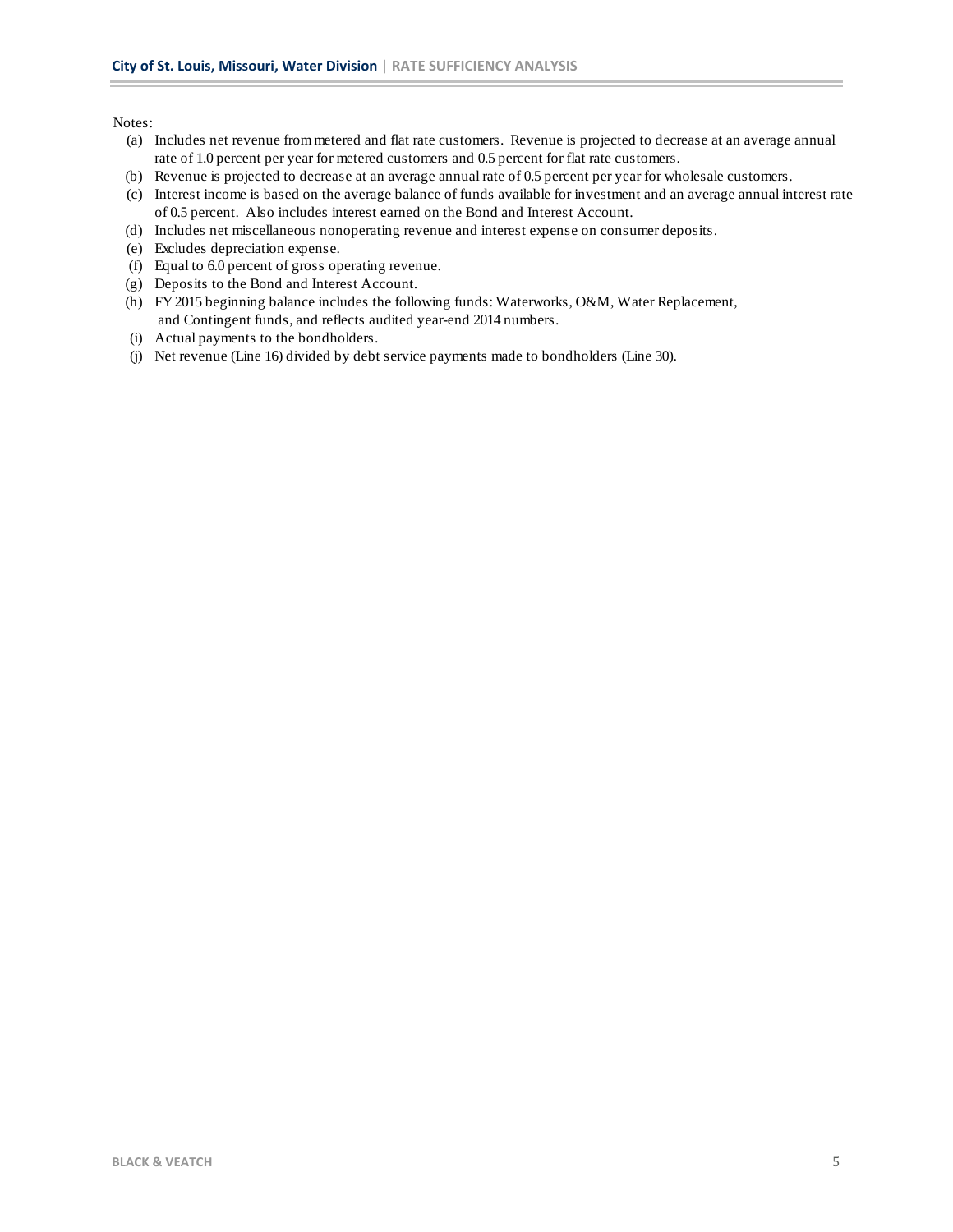Notes:

(a) Includes net revenue from metered and flat rate customers. Revenue is projected to decrease at an average annual rate of 1.0 percent per year for metered customers and 0.5 percent for flat rate customers.
(b) Revenue is projected to decrease at an average annual rate of 0.5 percent per year for wholesale customers.
(c) Interest income is based on the average balance of funds available for investment and an average annual interest rate of 0.5 percent. Also includes interest earned on the Bond and Interest Account.
(d) Includes net miscellaneous nonoperating revenue and interest expense on consumer deposits.
(e) Excludes depreciation expense.
(f) Equal to 6.0 percent of gross operating revenue.
(g) Deposits to the Bond and Interest Account.
(h) FY 2015 beginning balance includes the following funds: Waterworks, O&M, Water Replacement, and Contingent funds, and reflects audited year-end 2014 numbers.
(i) Actual payments to the bondholders.
(j) Net revenue (Line 16) divided by debt service payments made to bondholders (Line 30).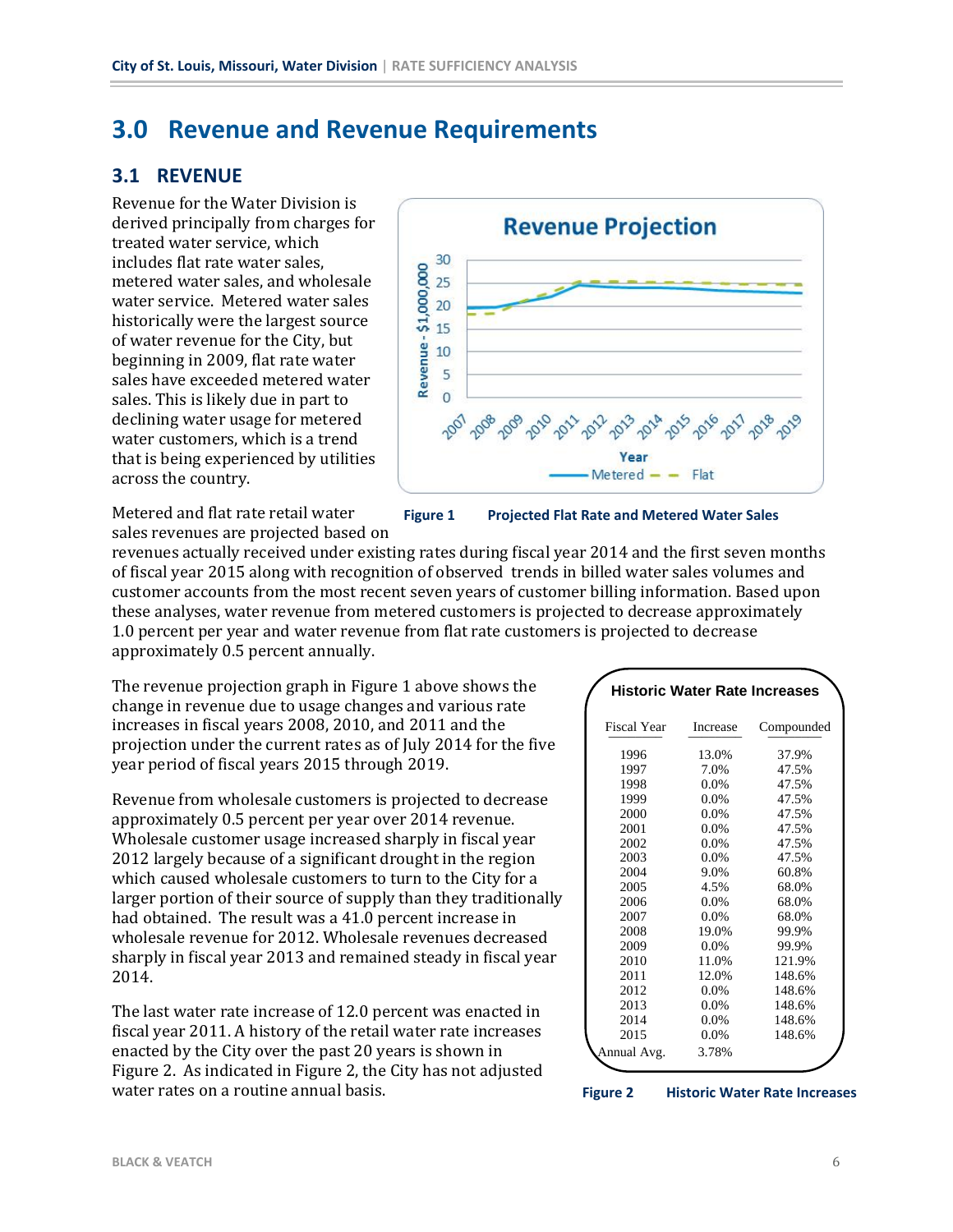# 3.0 Revenue and Revenue Requirements

## 3.1 REVENUE

Revenue for the Water Division is derived principally from charges for treated water service, which includes flat rate water sales, metered water sales, and wholesale water service. Metered water sales historically were the largest source of water revenue for the City, but beginning in 2009, flat rate water sales have exceeded metered water sales. This is likely due in part to declining water usage for metered water customers, which is a trend that is being experienced by utilities across the country.

**Figure 1 Projected Flat Rate and Metered Water Sales**

Metered and flat rate retail water sales revenues are projected based on revenues actually received under existing rates during fiscal year 2014 and the first seven months of fiscal year 2015 along with recognition of observed trends in billed water sales volumes and customer accounts from the most recent seven years of customer billing information. Based upon these analyses, water revenue from metered customers is projected to decrease approximately 1.0 percent per year and water revenue from flat rate customers is projected to decrease approximately 0.5 percent annually.

The revenue projection graph in Figure 1 above shows the change in revenue due to usage changes and various rate increases in fiscal years 2008, 2010, and 2011 and the projection under the current rates as of July 2014 for the five year period of fiscal years 2015 through 2019.

Revenue from wholesale customers is projected to decrease approximately 0.5 percent per year over 2014 revenue. Wholesale customer usage increased sharply in fiscal year 2012 largely because of a significant drought in the region which caused wholesale customers to turn to the City for a larger portion of their source of supply than they traditionally had obtained. The result was a 41.0 percent increase in wholesale revenue for 2012. Wholesale revenues decreased sharply in fiscal year 2013 and remained steady in fiscal year 2014.

The last water rate increase of 12.0 percent was enacted in fiscal year 2011. A history of the retail water rate increases enacted by the City over the past 20 years is shown in Figure 2. As indicated in Figure 2, the City has not adjusted water rates on a routine annual basis.

**Historic Water Rate Increases**

| Fiscal Year | Increase | Compounded |
|---|---|---|
| 1996 | 13.0% | 37.9% |
| 1997 | 7.0% | 47.5% |
| 1998 | 0.0% | 47.5% |
| 1999 | 0.0% | 47.5% |
| 2000 | 0.0% | 47.5% |
| 2001 | 0.0% | 47.5% |
| 2002 | 0.0% | 47.5% |
| 2003 | 0.0% | 47.5% |
| 2004 | 9.0% | 60.8% |
| 2005 | 4.5% | 68.0% |
| 2006 | 0.0% | 68.0% |
| 2007 | 0.0% | 68.0% |
| 2008 | 19.0% | 99.9% |
| 2009 | 0.0% | 99.9% |
| 2010 | 11.0% | 121.9% |
| 2011 | 12.0% | 148.6% |
| 2012 | 0.0% | 148.6% |
| 2013 | 0.0% | 148.6% |
| 2014 | 0.0% | 148.6% |
| 2015 | 0.0% | 148.6% |
| Annual Avg. | 3.78% | |

**Figure 2 Historic Water Rate Increases**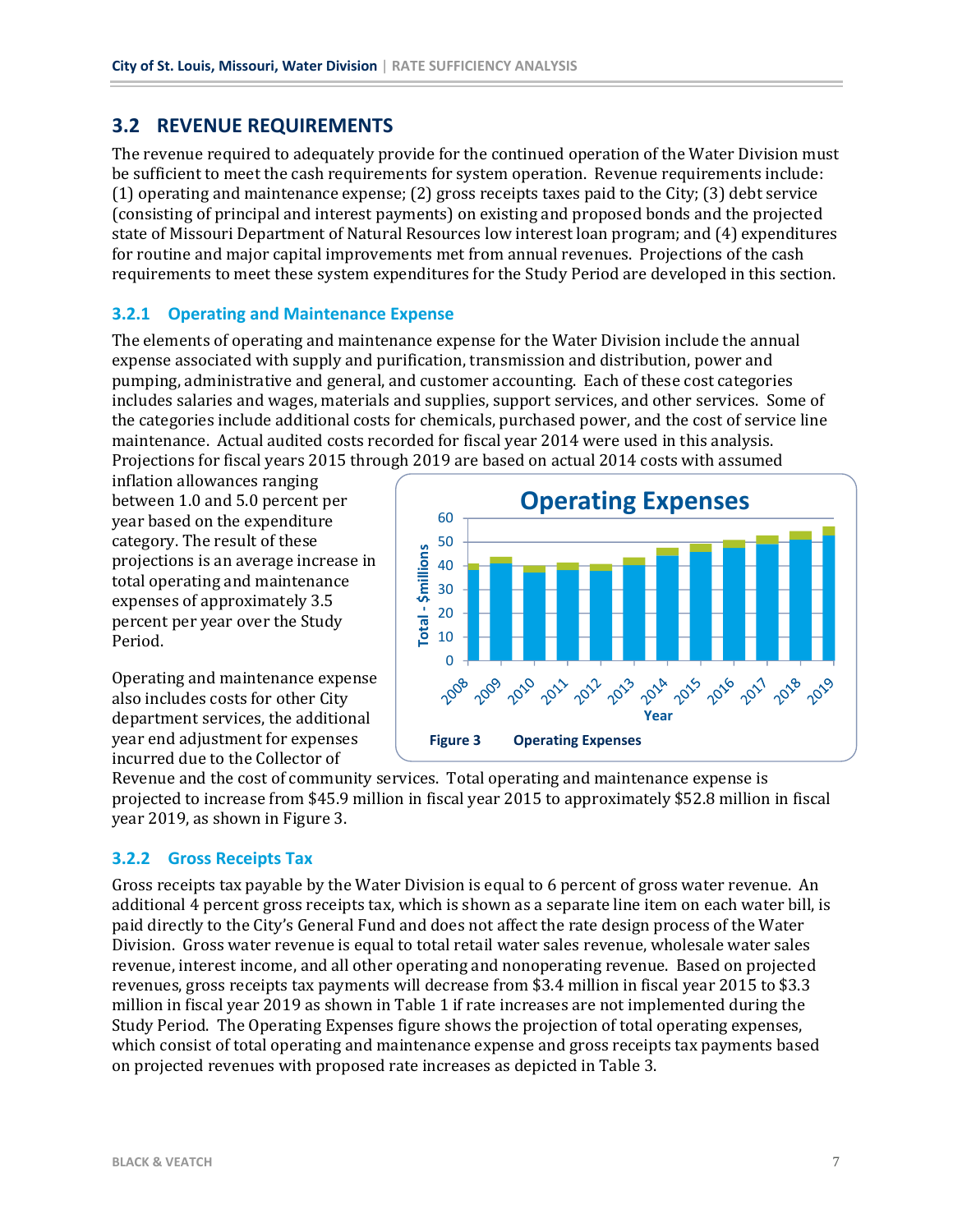## 3.2 REVENUE REQUIREMENTS

The revenue required to adequately provide for the continued operation of the Water Division must be sufficient to meet the cash requirements for system operation. Revenue requirements include: (1) operating and maintenance expense; (2) gross receipts taxes paid to the City; (3) debt service (consisting of principal and interest payments) on existing and proposed bonds and the projected state of Missouri Department of Natural Resources low interest loan program; and (4) expenditures for routine and major capital improvements met from annual revenues. Projections of the cash requirements to meet these system expenditures for the Study Period are developed in this section.

### 3.2.1 Operating and Maintenance Expense

The elements of operating and maintenance expense for the Water Division include the annual expense associated with supply and purification, transmission and distribution, power and pumping, administrative and general, and customer accounting. Each of these cost categories includes salaries and wages, materials and supplies, support services, and other services. Some of the categories include additional costs for chemicals, purchased power, and the cost of service line maintenance. Actual audited costs recorded for fiscal year 2014 were used in this analysis. Projections for fiscal years 2015 through 2019 are based on actual 2014 costs with assumed inflation allowances ranging between 1.0 and 5.0 percent per year based on the expenditure category. The result of these projections is an average increase in total operating and maintenance expenses of approximately 3.5 percent per year over the Study Period.

Operating and maintenance expense also includes costs for other City department services, the additional year end adjustment for expenses incurred due to the Collector of Revenue and the cost of community services. Total operating and maintenance expense is projected to increase from $45.9 million in fiscal year 2015 to approximately $52.8 million in fiscal year 2019, as shown in Figure 3.

**Figure 3 Operating Expenses**

### 3.2.2 Gross Receipts Tax

Gross receipts tax payable by the Water Division is equal to 6 percent of gross water revenue. An additional 4 percent gross receipts tax, which is shown as a separate line item on each water bill, is paid directly to the City's General Fund and does not affect the rate design process of the Water Division. Gross water revenue is equal to total retail water sales revenue, wholesale water sales revenue, interest income, and all other operating and nonoperating revenue. Based on projected revenues, gross receipts tax payments will decrease from $3.4 million in fiscal year 2015 to $3.3 million in fiscal year 2019 as shown in Table 1 if rate increases are not implemented during the Study Period. The Operating Expenses figure shows the projection of total operating expenses, which consist of total operating and maintenance expense and gross receipts tax payments based on projected revenues with proposed rate increases as depicted in Table 3.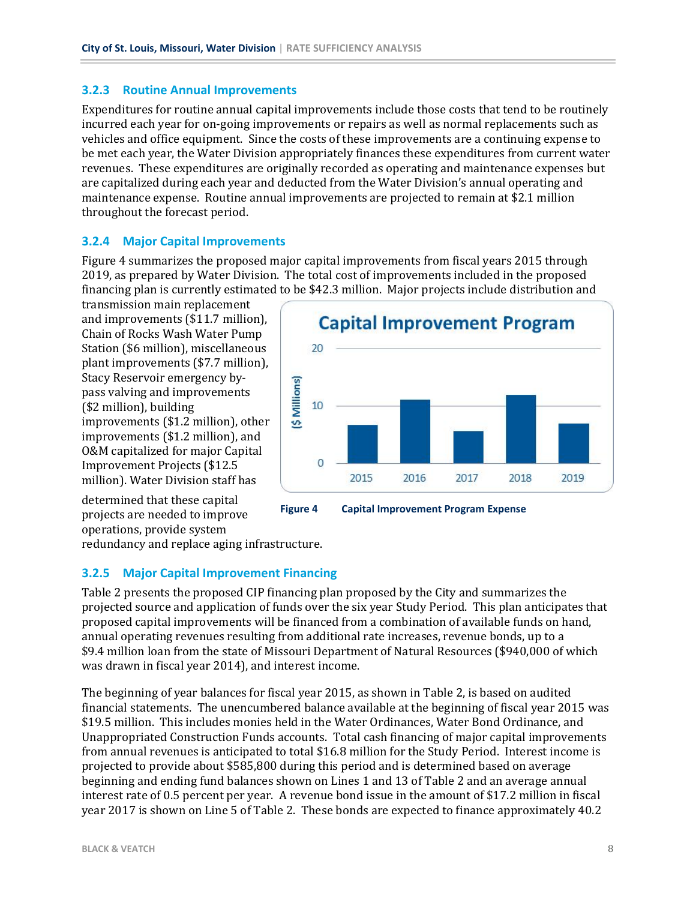### 3.2.3 Routine Annual Improvements

Expenditures for routine annual capital improvements include those costs that tend to be routinely incurred each year for on-going improvements or repairs as well as normal replacements such as vehicles and office equipment. Since the costs of these improvements are a continuing expense to be met each year, the Water Division appropriately finances these expenditures from current water revenues. These expenditures are originally recorded as operating and maintenance expenses but are capitalized during each year and deducted from the Water Division's annual operating and maintenance expense. Routine annual improvements are projected to remain at $2.1 million throughout the forecast period.

### 3.2.4 Major Capital Improvements

Figure 4 summarizes the proposed major capital improvements from fiscal years 2015 through 2019, as prepared by Water Division. The total cost of improvements included in the proposed financing plan is currently estimated to be $42.3 million. Major projects include distribution and transmission main replacement and improvements ($11.7 million), Chain of Rocks Wash Water Pump Station ($6 million), miscellaneous plant improvements ($7.7 million), Stacy Reservoir emergency by-pass valving and improvements ($2 million), building improvements ($1.2 million), other improvements ($1.2 million), and O&M capitalized for major Capital Improvement Projects ($12.5 million). Water Division staff has determined that these capital projects are needed to improve operations, provide system redundancy and replace aging infrastructure.

**Figure 4** Capital Improvement Program Expense

### 3.2.5 Major Capital Improvement Financing

Table 2 presents the proposed CIP financing plan proposed by the City and summarizes the projected source and application of funds over the six year Study Period. This plan anticipates that proposed capital improvements will be financed from a combination of available funds on hand, annual operating revenues resulting from additional rate increases, revenue bonds, up to a $9.4 million loan from the state of Missouri Department of Natural Resources ($940,000 of which was drawn in fiscal year 2014), and interest income.

The beginning of year balances for fiscal year 2015, as shown in Table 2, is based on audited financial statements. The unencumbered balance available at the beginning of fiscal year 2015 was $19.5 million. This includes monies held in the Water Ordinances, Water Bond Ordinance, and Unappropriated Construction Funds accounts. Total cash financing of major capital improvements from annual revenues is anticipated to total $16.8 million for the Study Period. Interest income is projected to provide about $585,800 during this period and is determined based on average beginning and ending fund balances shown on Lines 1 and 13 of Table 2 and an average annual interest rate of 0.5 percent per year. A revenue bond issue in the amount of $17.2 million in fiscal year 2017 is shown on Line 5 of Table 2. These bonds are expected to finance approximately 40.2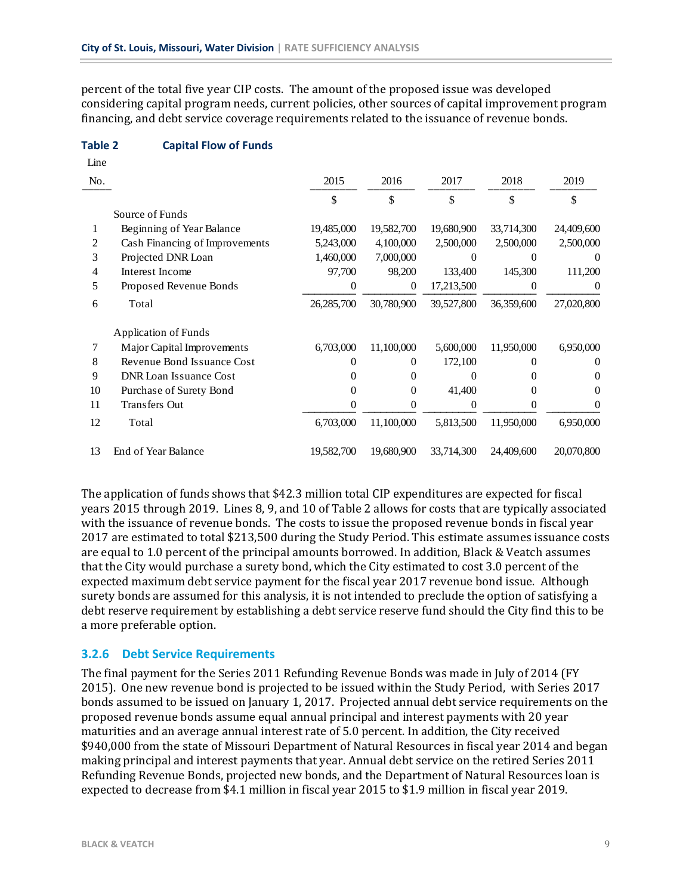percent of the total five year CIP costs. The amount of the proposed issue was developed considering capital program needs, current policies, other sources of capital improvement program financing, and debt service coverage requirements related to the issuance of revenue bonds.

**Table 2 Capital Flow of Funds**

| Line No. | | 2015 | 2016 | 2017 | 2018 | 2019 |
|---|---|---|---|---|---|---|
| | | $ | $ | $ | $ | $ |
| | Source of Funds | | | | | |
| 1 | Beginning of Year Balance | 19,485,000 | 19,582,700 | 19,680,900 | 33,714,300 | 24,409,600 |
| 2 | Cash Financing of Improvements | 5,243,000 | 4,100,000 | 2,500,000 | 2,500,000 | 2,500,000 |
| 3 | Projected DNR Loan | 1,460,000 | 7,000,000 | 0 | 0 | 0 |
| 4 | Interest Income | 97,700 | 98,200 | 133,400 | 145,300 | 111,200 |
| 5 | Proposed Revenue Bonds | 0 | 0 | 17,213,500 | 0 | 0 |
| 6 | Total | 26,285,700 | 30,780,900 | 39,527,800 | 36,359,600 | 27,020,800 |
| | Application of Funds | | | | | |
| 7 | Major Capital Improvements | 6,703,000 | 11,100,000 | 5,600,000 | 11,950,000 | 6,950,000 |
| 8 | Revenue Bond Issuance Cost | 0 | 0 | 172,100 | 0 | 0 |
| 9 | DNR Loan Issuance Cost | 0 | 0 | 0 | 0 | 0 |
| 10 | Purchase of Surety Bond | 0 | 0 | 41,400 | 0 | 0 |
| 11 | Transfers Out | 0 | 0 | 0 | 0 | 0 |
| 12 | Total | 6,703,000 | 11,100,000 | 5,813,500 | 11,950,000 | 6,950,000 |
| 13 | End of Year Balance | 19,582,700 | 19,680,900 | 33,714,300 | 24,409,600 | 20,070,800 |

The application of funds shows that $42.3 million total CIP expenditures are expected for fiscal years 2015 through 2019. Lines 8, 9, and 10 of Table 2 allows for costs that are typically associated with the issuance of revenue bonds. The costs to issue the proposed revenue bonds in fiscal year 2017 are estimated to total $213,500 during the Study Period. This estimate assumes issuance costs are equal to 1.0 percent of the principal amounts borrowed. In addition, Black & Veatch assumes that the City would purchase a surety bond, which the City estimated to cost 3.0 percent of the expected maximum debt service payment for the fiscal year 2017 revenue bond issue. Although surety bonds are assumed for this analysis, it is not intended to preclude the option of satisfying a debt reserve requirement by establishing a debt service reserve fund should the City find this to be a more preferable option.

### 3.2.6 Debt Service Requirements

The final payment for the Series 2011 Refunding Revenue Bonds was made in July of 2014 (FY 2015). One new revenue bond is projected to be issued within the Study Period, with Series 2017 bonds assumed to be issued on January 1, 2017. Projected annual debt service requirements on the proposed revenue bonds assume equal annual principal and interest payments with 20 year maturities and an average annual interest rate of 5.0 percent. In addition, the City received $940,000 from the state of Missouri Department of Natural Resources in fiscal year 2014 and began making principal and interest payments that year. Annual debt service on the retired Series 2011 Refunding Revenue Bonds, projected new bonds, and the Department of Natural Resources loan is expected to decrease from $4.1 million in fiscal year 2015 to $1.9 million in fiscal year 2019.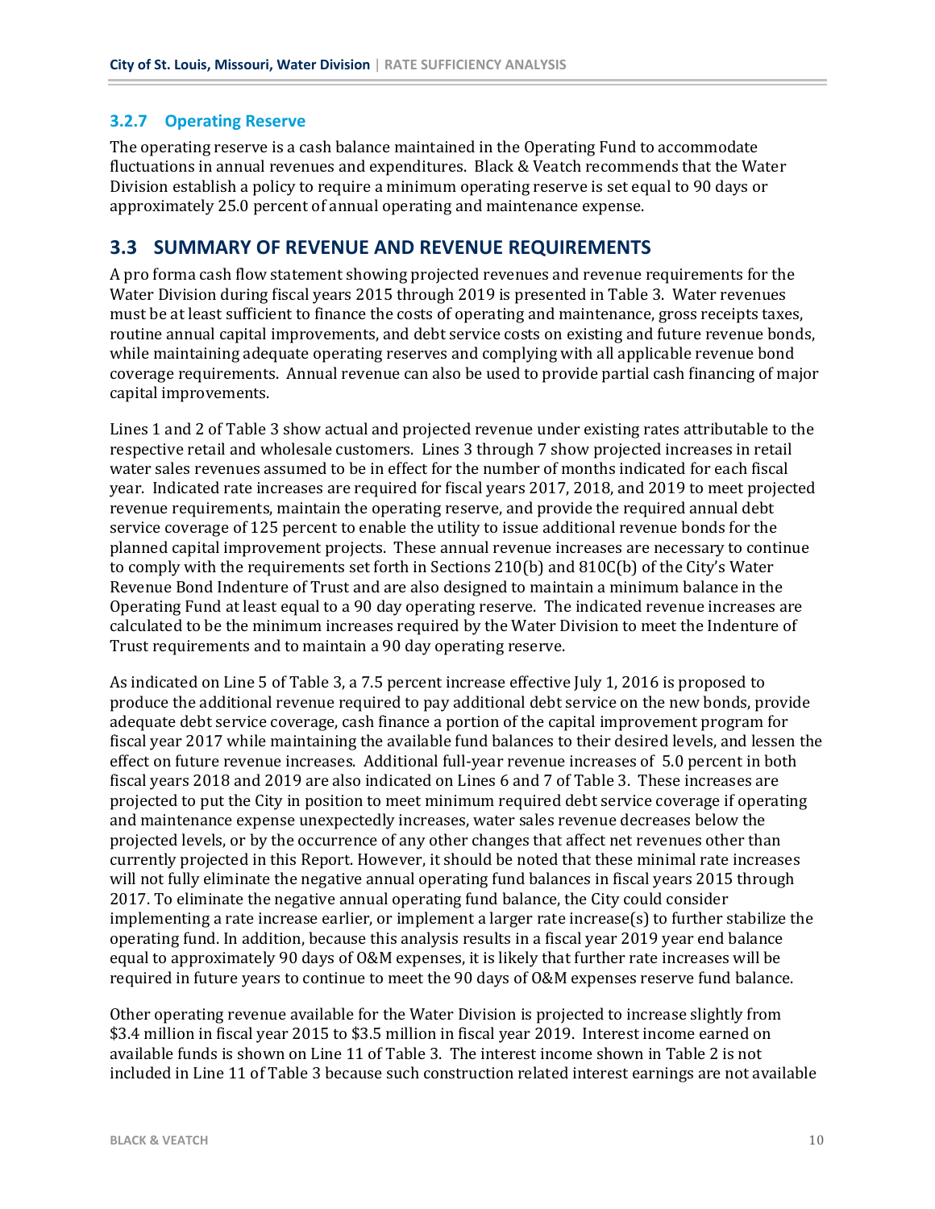### 3.2.7 Operating Reserve

The operating reserve is a cash balance maintained in the Operating Fund to accommodate fluctuations in annual revenues and expenditures. Black & Veatch recommends that the Water Division establish a policy to require a minimum operating reserve is set equal to 90 days or approximately 25.0 percent of annual operating and maintenance expense.

## 3.3 SUMMARY OF REVENUE AND REVENUE REQUIREMENTS

A pro forma cash flow statement showing projected revenues and revenue requirements for the Water Division during fiscal years 2015 through 2019 is presented in Table 3. Water revenues must be at least sufficient to finance the costs of operating and maintenance, gross receipts taxes, routine annual capital improvements, and debt service costs on existing and future revenue bonds, while maintaining adequate operating reserves and complying with all applicable revenue bond coverage requirements. Annual revenue can also be used to provide partial cash financing of major capital improvements.

Lines 1 and 2 of Table 3 show actual and projected revenue under existing rates attributable to the respective retail and wholesale customers. Lines 3 through 7 show projected increases in retail water sales revenues assumed to be in effect for the number of months indicated for each fiscal year. Indicated rate increases are required for fiscal years 2017, 2018, and 2019 to meet projected revenue requirements, maintain the operating reserve, and provide the required annual debt service coverage of 125 percent to enable the utility to issue additional revenue bonds for the planned capital improvement projects. These annual revenue increases are necessary to continue to comply with the requirements set forth in Sections 210(b) and 810C(b) of the City's Water Revenue Bond Indenture of Trust and are also designed to maintain a minimum balance in the Operating Fund at least equal to a 90 day operating reserve. The indicated revenue increases are calculated to be the minimum increases required by the Water Division to meet the Indenture of Trust requirements and to maintain a 90 day operating reserve.

As indicated on Line 5 of Table 3, a 7.5 percent increase effective July 1, 2016 is proposed to produce the additional revenue required to pay additional debt service on the new bonds, provide adequate debt service coverage, cash finance a portion of the capital improvement program for fiscal year 2017 while maintaining the available fund balances to their desired levels, and lessen the effect on future revenue increases. Additional full-year revenue increases of 5.0 percent in both fiscal years 2018 and 2019 are also indicated on Lines 6 and 7 of Table 3. These increases are projected to put the City in position to meet minimum required debt service coverage if operating and maintenance expense unexpectedly increases, water sales revenue decreases below the projected levels, or by the occurrence of any other changes that affect net revenues other than currently projected in this Report. However, it should be noted that these minimal rate increases will not fully eliminate the negative annual operating fund balances in fiscal years 2015 through 2017. To eliminate the negative annual operating fund balance, the City could consider implementing a rate increase earlier, or implement a larger rate increase(s) to further stabilize the operating fund. In addition, because this analysis results in a fiscal year 2019 year end balance equal to approximately 90 days of O&M expenses, it is likely that further rate increases will be required in future years to continue to meet the 90 days of O&M expenses reserve fund balance.

Other operating revenue available for the Water Division is projected to increase slightly from $3.4 million in fiscal year 2015 to $3.5 million in fiscal year 2019. Interest income earned on available funds is shown on Line 11 of Table 3. The interest income shown in Table 2 is not included in Line 11 of Table 3 because such construction related interest earnings are not available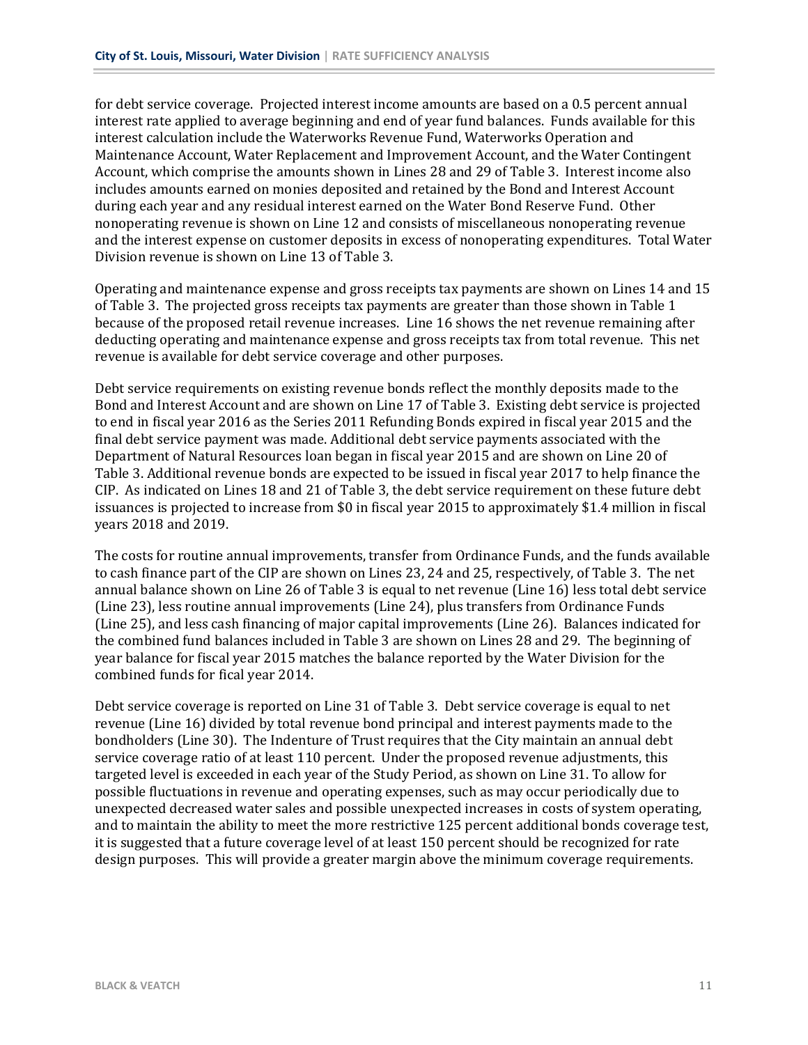for debt service coverage. Projected interest income amounts are based on a 0.5 percent annual interest rate applied to average beginning and end of year fund balances. Funds available for this interest calculation include the Waterworks Revenue Fund, Waterworks Operation and Maintenance Account, Water Replacement and Improvement Account, and the Water Contingent Account, which comprise the amounts shown in Lines 28 and 29 of Table 3. Interest income also includes amounts earned on monies deposited and retained by the Bond and Interest Account during each year and any residual interest earned on the Water Bond Reserve Fund. Other nonoperating revenue is shown on Line 12 and consists of miscellaneous nonoperating revenue and the interest expense on customer deposits in excess of nonoperating expenditures. Total Water Division revenue is shown on Line 13 of Table 3.

Operating and maintenance expense and gross receipts tax payments are shown on Lines 14 and 15 of Table 3. The projected gross receipts tax payments are greater than those shown in Table 1 because of the proposed retail revenue increases. Line 16 shows the net revenue remaining after deducting operating and maintenance expense and gross receipts tax from total revenue. This net revenue is available for debt service coverage and other purposes.

Debt service requirements on existing revenue bonds reflect the monthly deposits made to the Bond and Interest Account and are shown on Line 17 of Table 3. Existing debt service is projected to end in fiscal year 2016 as the Series 2011 Refunding Bonds expired in fiscal year 2015 and the final debt service payment was made. Additional debt service payments associated with the Department of Natural Resources loan began in fiscal year 2015 and are shown on Line 20 of Table 3. Additional revenue bonds are expected to be issued in fiscal year 2017 to help finance the CIP. As indicated on Lines 18 and 21 of Table 3, the debt service requirement on these future debt issuances is projected to increase from $0 in fiscal year 2015 to approximately $1.4 million in fiscal years 2018 and 2019.

The costs for routine annual improvements, transfer from Ordinance Funds, and the funds available to cash finance part of the CIP are shown on Lines 23, 24 and 25, respectively, of Table 3. The net annual balance shown on Line 26 of Table 3 is equal to net revenue (Line 16) less total debt service (Line 23), less routine annual improvements (Line 24), plus transfers from Ordinance Funds (Line 25), and less cash financing of major capital improvements (Line 26). Balances indicated for the combined fund balances included in Table 3 are shown on Lines 28 and 29. The beginning of year balance for fiscal year 2015 matches the balance reported by the Water Division for the combined funds for fical year 2014.

Debt service coverage is reported on Line 31 of Table 3. Debt service coverage is equal to net revenue (Line 16) divided by total revenue bond principal and interest payments made to the bondholders (Line 30). The Indenture of Trust requires that the City maintain an annual debt service coverage ratio of at least 110 percent. Under the proposed revenue adjustments, this targeted level is exceeded in each year of the Study Period, as shown on Line 31. To allow for possible fluctuations in revenue and operating expenses, such as may occur periodically due to unexpected decreased water sales and possible unexpected increases in costs of system operating, and to maintain the ability to meet the more restrictive 125 percent additional bonds coverage test, it is suggested that a future coverage level of at least 150 percent should be recognized for rate design purposes. This will provide a greater margin above the minimum coverage requirements.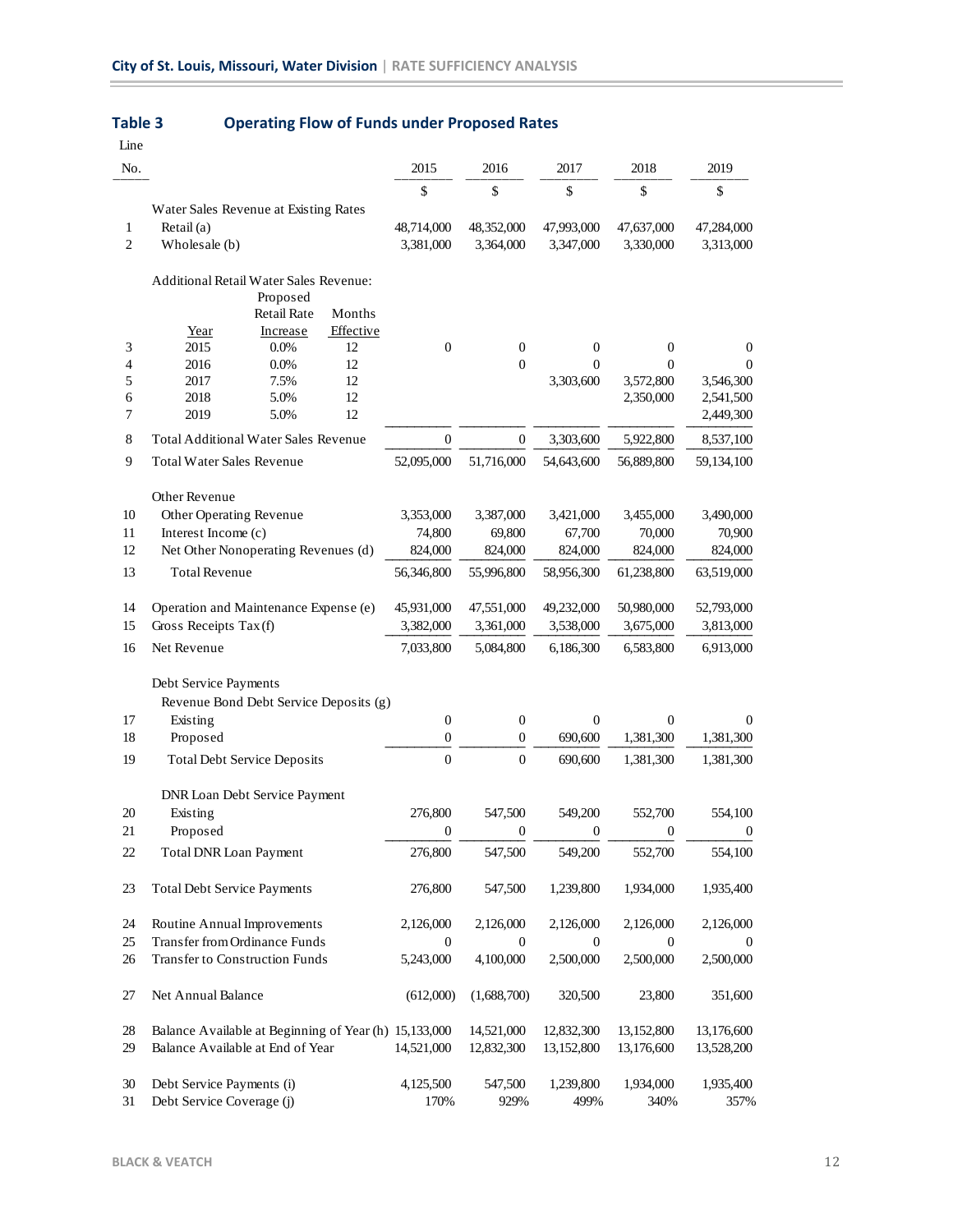## Table 3 Operating Flow of Funds under Proposed Rates

| Line No. | | | | 2015 | 2016 | 2017 | 2018 | 2019 |
|---|---|---|---|---|---|---|---|---|
| | | | | $ | $ | $ | $ | $ |
| | Water Sales Revenue at Existing Rates | | | | | | | |
| 1 | Retail (a) | | | 48,714,000 | 48,352,000 | 47,993,000 | 47,637,000 | 47,284,000 |
| 2 | Wholesale (b) | | | 3,381,000 | 3,364,000 | 3,347,000 | 3,330,000 | 3,313,000 |
| | Additional Retail Water Sales Revenue: | | | | | | | |
| | Year | Proposed Retail Rate Increase | Months Effective | | | | | |
| 3 | 2015 | 0.0% | 12 | 0 | 0 | 0 | 0 | 0 |
| 4 | 2016 | 0.0% | 12 | | 0 | 0 | 0 | 0 |
| 5 | 2017 | 7.5% | 12 | | | 3,303,600 | 3,572,800 | 3,546,300 |
| 6 | 2018 | 5.0% | 12 | | | | 2,350,000 | 2,541,500 |
| 7 | 2019 | 5.0% | 12 | | | | | 2,449,300 |
| 8 | Total Additional Water Sales Revenue | | | 0 | 0 | 3,303,600 | 5,922,800 | 8,537,100 |
| 9 | Total Water Sales Revenue | | | 52,095,000 | 51,716,000 | 54,643,600 | 56,889,800 | 59,134,100 |
| | Other Revenue | | | | | | | |
| 10 | Other Operating Revenue | | | 3,353,000 | 3,387,000 | 3,421,000 | 3,455,000 | 3,490,000 |
| 11 | Interest Income (c) | | | 74,800 | 69,800 | 67,700 | 70,000 | 70,900 |
| 12 | Net Other Nonoperating Revenues (d) | | | 824,000 | 824,000 | 824,000 | 824,000 | 824,000 |
| 13 | Total Revenue | | | 56,346,800 | 55,996,800 | 58,956,300 | 61,238,800 | 63,519,000 |
| 14 | Operation and Maintenance Expense (e) | | | 45,931,000 | 47,551,000 | 49,232,000 | 50,980,000 | 52,793,000 |
| 15 | Gross Receipts Tax (f) | | | 3,382,000 | 3,361,000 | 3,538,000 | 3,675,000 | 3,813,000 |
| 16 | Net Revenue | | | 7,033,800 | 5,084,800 | 6,186,300 | 6,583,800 | 6,913,000 |
| | Debt Service Payments | | | | | | | |
| | Revenue Bond Debt Service Deposits (g) | | | | | | | |
| 17 | Existing | | | 0 | 0 | 0 | 0 | 0 |
| 18 | Proposed | | | 0 | 0 | 690,600 | 1,381,300 | 1,381,300 |
| 19 | Total Debt Service Deposits | | | 0 | 0 | 690,600 | 1,381,300 | 1,381,300 |
| | DNR Loan Debt Service Payment | | | | | | | |
| 20 | Existing | | | 276,800 | 547,500 | 549,200 | 552,700 | 554,100 |
| 21 | Proposed | | | 0 | 0 | 0 | 0 | 0 |
| 22 | Total DNR Loan Payment | | | 276,800 | 547,500 | 549,200 | 552,700 | 554,100 |
| 23 | Total Debt Service Payments | | | 276,800 | 547,500 | 1,239,800 | 1,934,000 | 1,935,400 |
| 24 | Routine Annual Improvements | | | 2,126,000 | 2,126,000 | 2,126,000 | 2,126,000 | 2,126,000 |
| 25 | Transfer from Ordinance Funds | | | 0 | 0 | 0 | 0 | 0 |
| 26 | Transfer to Construction Funds | | | 5,243,000 | 4,100,000 | 2,500,000 | 2,500,000 | 2,500,000 |
| 27 | Net Annual Balance | | | (612,000) | (1,688,700) | 320,500 | 23,800 | 351,600 |
| 28 | Balance Available at Beginning of Year (h) | | | 15,133,000 | 14,521,000 | 12,832,300 | 13,152,800 | 13,176,600 |
| 29 | Balance Available at End of Year | | | 14,521,000 | 12,832,300 | 13,152,800 | 13,176,600 | 13,528,200 |
| 30 | Debt Service Payments (i) | | | 4,125,500 | 547,500 | 1,239,800 | 1,934,000 | 1,935,400 |
| 31 | Debt Service Coverage (j) | | | 170% | 929% | 499% | 340% | 357% |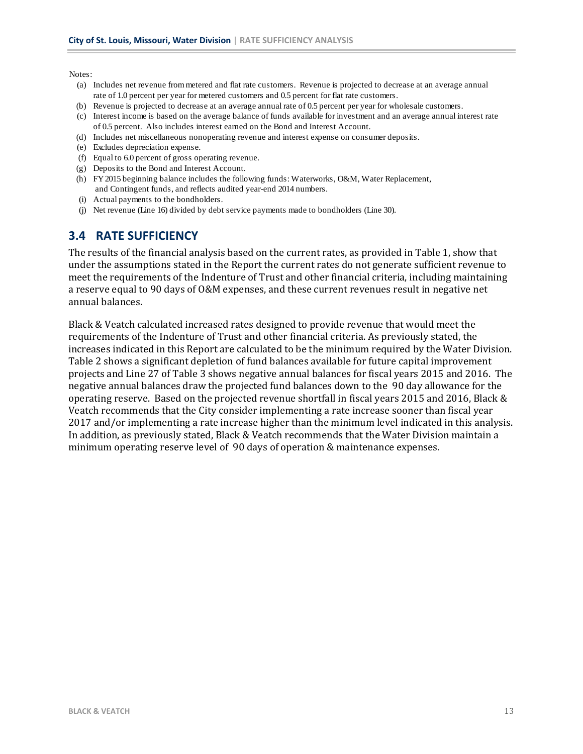Notes:

(a) Includes net revenue from metered and flat rate customers. Revenue is projected to decrease at an average annual rate of 1.0 percent per year for metered customers and 0.5 percent for flat rate customers.
(b) Revenue is projected to decrease at an average annual rate of 0.5 percent per year for wholesale customers.
(c) Interest income is based on the average balance of funds available for investment and an average annual interest rate of 0.5 percent. Also includes interest earned on the Bond and Interest Account.
(d) Includes net miscellaneous nonoperating revenue and interest expense on consumer deposits.
(e) Excludes depreciation expense.
(f) Equal to 6.0 percent of gross operating revenue.
(g) Deposits to the Bond and Interest Account.
(h) FY 2015 beginning balance includes the following funds: Waterworks, O&M, Water Replacement, and Contingent funds, and reflects audited year-end 2014 numbers.
(i) Actual payments to the bondholders.
(j) Net revenue (Line 16) divided by debt service payments made to bondholders (Line 30).

## 3.4 RATE SUFFICIENCY

The results of the financial analysis based on the current rates, as provided in Table 1, show that under the assumptions stated in the Report the current rates do not generate sufficient revenue to meet the requirements of the Indenture of Trust and other financial criteria, including maintaining a reserve equal to 90 days of O&M expenses, and these current revenues result in negative net annual balances.

Black & Veatch calculated increased rates designed to provide revenue that would meet the requirements of the Indenture of Trust and other financial criteria. As previously stated, the increases indicated in this Report are calculated to be the minimum required by the Water Division. Table 2 shows a significant depletion of fund balances available for future capital improvement projects and Line 27 of Table 3 shows negative annual balances for fiscal years 2015 and 2016. The negative annual balances draw the projected fund balances down to the 90 day allowance for the operating reserve. Based on the projected revenue shortfall in fiscal years 2015 and 2016, Black & Veatch recommends that the City consider implementing a rate increase sooner than fiscal year 2017 and/or implementing a rate increase higher than the minimum level indicated in this analysis. In addition, as previously stated, Black & Veatch recommends that the Water Division maintain a minimum operating reserve level of 90 days of operation & maintenance expenses.